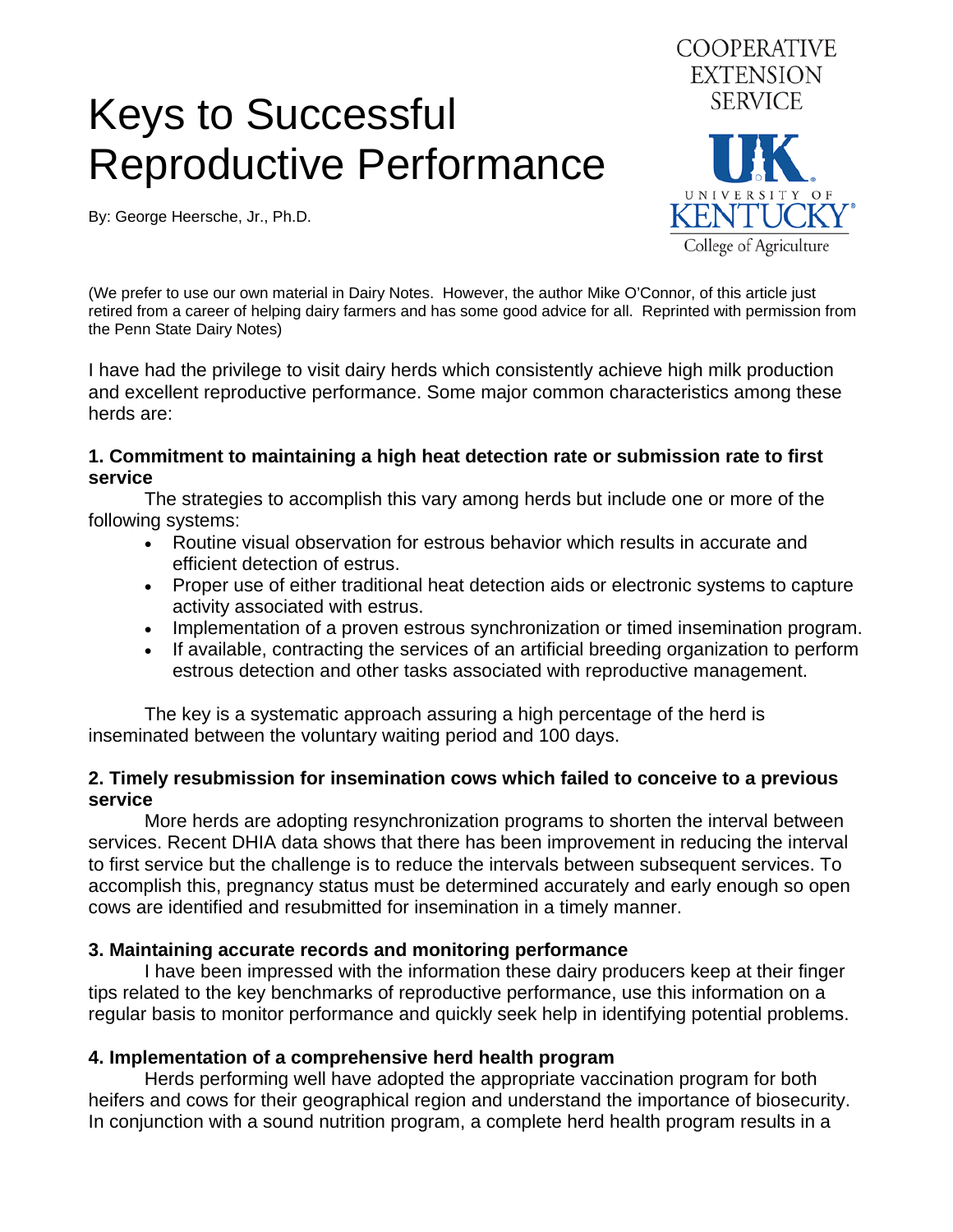# Keys to Successful Reproductive Performance

COOPERATIVE EXTENSION SERVICE

UK University of Kentucky College of Agriculture

By: George Heersche, Jr., Ph.D.

(We prefer to use our own material in Dairy Notes. However, the author Mike O'Connor, of this article just retired from a career of helping dairy farmers and has some good advice for all. Reprinted with permission from the Penn State Dairy Notes)

I have had the privilege to visit dairy herds which consistently achieve high milk production and excellent reproductive performance. Some major common characteristics among these herds are:

**1. Commitment to maintaining a high heat detection rate or submission rate to first service**

The strategies to accomplish this vary among herds but include one or more of the following systems:

- Routine visual observation for estrous behavior which results in accurate and efficient detection of estrus.
- Proper use of either traditional heat detection aids or electronic systems to capture activity associated with estrus.
- Implementation of a proven estrous synchronization or timed insemination program.
- If available, contracting the services of an artificial breeding organization to perform estrous detection and other tasks associated with reproductive management.

The key is a systematic approach assuring a high percentage of the herd is inseminated between the voluntary waiting period and 100 days.

**2. Timely resubmission for insemination cows which failed to conceive to a previous service**

More herds are adopting resynchronization programs to shorten the interval between services. Recent DHIA data shows that there has been improvement in reducing the interval to first service but the challenge is to reduce the intervals between subsequent services. To accomplish this, pregnancy status must be determined accurately and early enough so open cows are identified and resubmitted for insemination in a timely manner.

**3. Maintaining accurate records and monitoring performance**

I have been impressed with the information these dairy producers keep at their finger tips related to the key benchmarks of reproductive performance, use this information on a regular basis to monitor performance and quickly seek help in identifying potential problems.

**4. Implementation of a comprehensive herd health program**

Herds performing well have adopted the appropriate vaccination program for both heifers and cows for their geographical region and understand the importance of biosecurity. In conjunction with a sound nutrition program, a complete herd health program results in a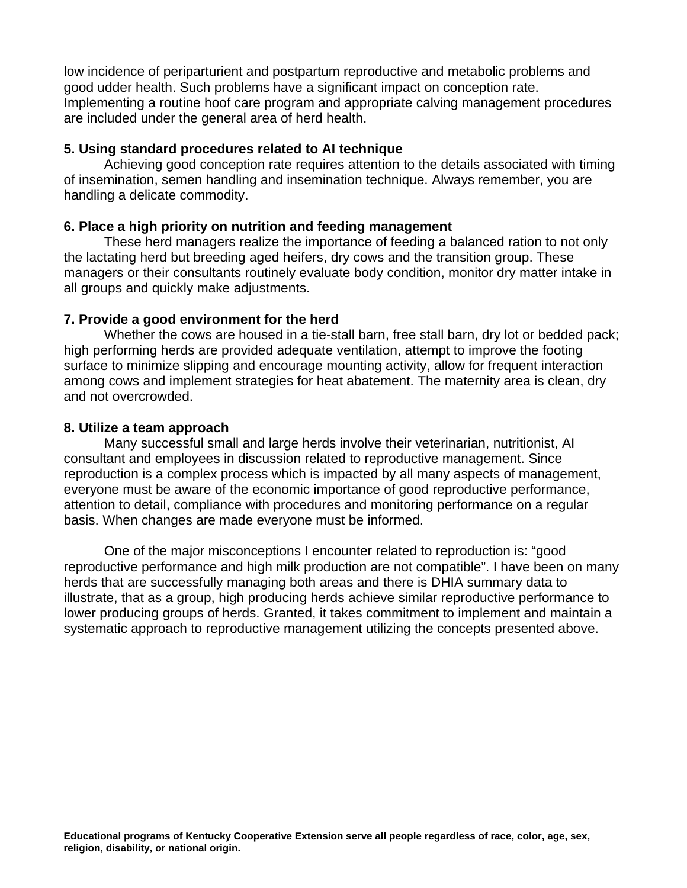low incidence of periparturient and postpartum reproductive and metabolic problems and good udder health. Such problems have a significant impact on conception rate. Implementing a routine hoof care program and appropriate calving management procedures are included under the general area of herd health.

**5. Using standard procedures related to AI technique**

Achieving good conception rate requires attention to the details associated with timing of insemination, semen handling and insemination technique. Always remember, you are handling a delicate commodity.

**6. Place a high priority on nutrition and feeding management**

These herd managers realize the importance of feeding a balanced ration to not only the lactating herd but breeding aged heifers, dry cows and the transition group. These managers or their consultants routinely evaluate body condition, monitor dry matter intake in all groups and quickly make adjustments.

**7. Provide a good environment for the herd**

Whether the cows are housed in a tie-stall barn, free stall barn, dry lot or bedded pack; high performing herds are provided adequate ventilation, attempt to improve the footing surface to minimize slipping and encourage mounting activity, allow for frequent interaction among cows and implement strategies for heat abatement. The maternity area is clean, dry and not overcrowded.

**8. Utilize a team approach**

Many successful small and large herds involve their veterinarian, nutritionist, AI consultant and employees in discussion related to reproductive management. Since reproduction is a complex process which is impacted by all many aspects of management, everyone must be aware of the economic importance of good reproductive performance, attention to detail, compliance with procedures and monitoring performance on a regular basis. When changes are made everyone must be informed.

One of the major misconceptions I encounter related to reproduction is: "good reproductive performance and high milk production are not compatible". I have been on many herds that are successfully managing both areas and there is DHIA summary data to illustrate, that as a group, high producing herds achieve similar reproductive performance to lower producing groups of herds. Granted, it takes commitment to implement and maintain a systematic approach to reproductive management utilizing the concepts presented above.

**Educational programs of Kentucky Cooperative Extension serve all people regardless of race, color, age, sex, religion, disability, or national origin.**